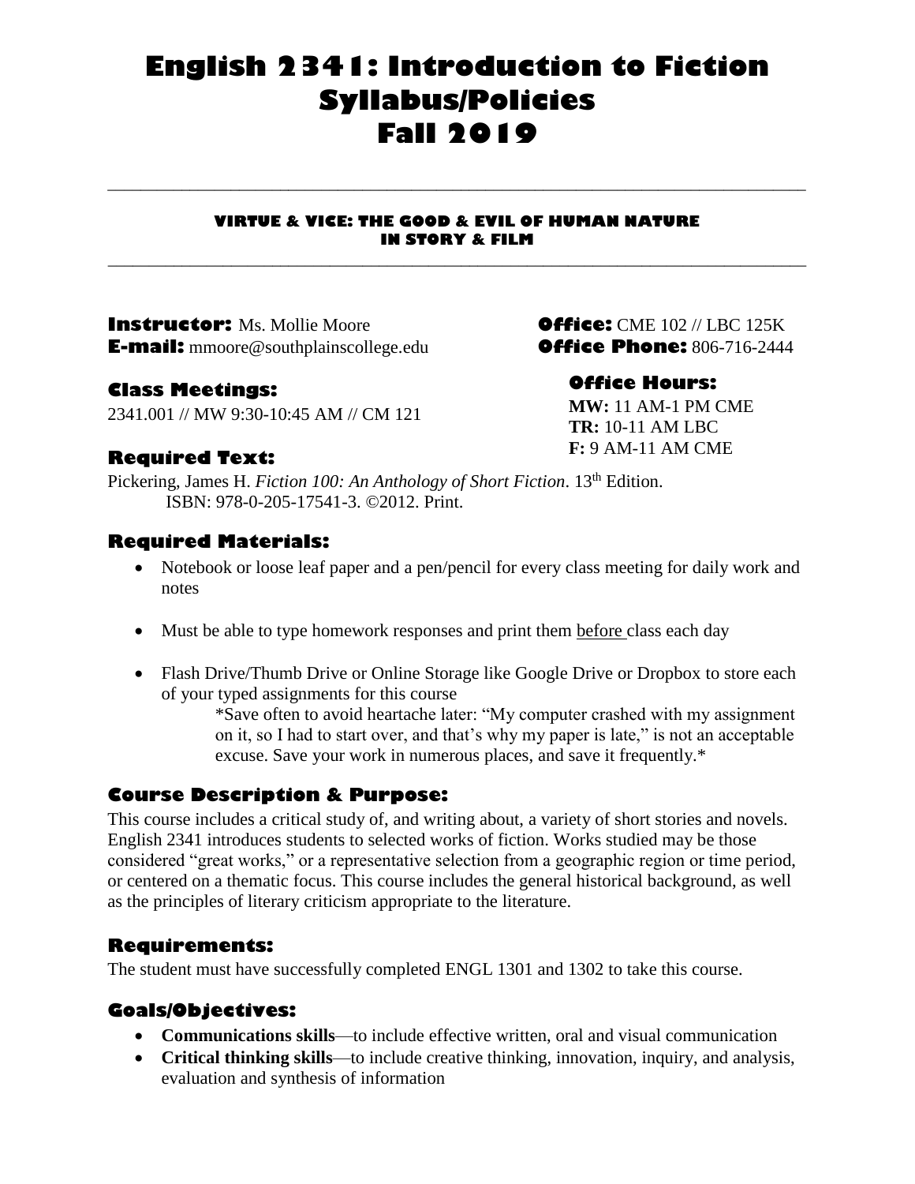# English 2341: Introduction to Fiction Syllabus/Policies Fall 2019

---

**VIRTUE & VICE: THE GOOD & EVIL OF HUMAN NATURE IN STORY & FILM**

---

**Instructor:** Ms. Mollie Moore
**E-mail:** mmoore@southplainscollege.edu

**Office:** CME 102 // LBC 125K
**Office Phone:** 806-716-2444

### Class Meetings:

2341.001 // MW 9:30-10:45 AM // CM 121

### Office Hours:

**MW:** 11 AM-1 PM CME
**TR:** 10-11 AM LBC
**F:** 9 AM-11 AM CME

### Required Text:

Pickering, James H. *Fiction 100: An Anthology of Short Fiction*. 13th Edition. ISBN: 978-0-205-17541-3. ©2012. Print.

### Required Materials:

- Notebook or loose leaf paper and a pen/pencil for every class meeting for daily work and notes
- Must be able to type homework responses and print them before class each day
- Flash Drive/Thumb Drive or Online Storage like Google Drive or Dropbox to store each of your typed assignments for this course

  *Save often to avoid heartache later: "My computer crashed with my assignment on it, so I had to start over, and that's why my paper is late," is not an acceptable excuse. Save your work in numerous places, and save it frequently.*

### Course Description & Purpose:

This course includes a critical study of, and writing about, a variety of short stories and novels. English 2341 introduces students to selected works of fiction. Works studied may be those considered "great works," or a representative selection from a geographic region or time period, or centered on a thematic focus. This course includes the general historical background, as well as the principles of literary criticism appropriate to the literature.

### Requirements:

The student must have successfully completed ENGL 1301 and 1302 to take this course.

### Goals/Objectives:

- **Communications skills**—to include effective written, oral and visual communication
- **Critical thinking skills**—to include creative thinking, innovation, inquiry, and analysis, evaluation and synthesis of information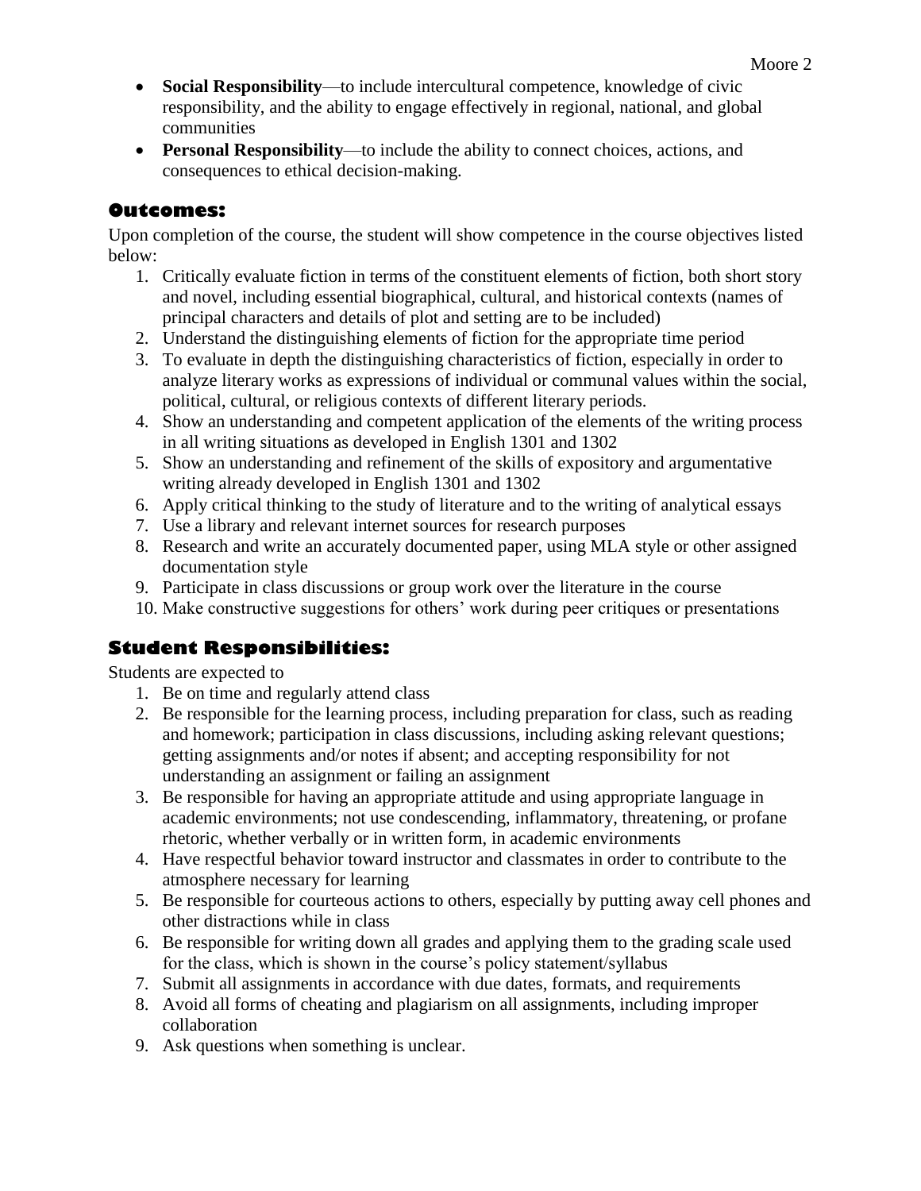- **Social Responsibility**—to include intercultural competence, knowledge of civic responsibility, and the ability to engage effectively in regional, national, and global communities
- **Personal Responsibility**—to include the ability to connect choices, actions, and consequences to ethical decision-making.

## Outcomes:

Upon completion of the course, the student will show competence in the course objectives listed below:

1. Critically evaluate fiction in terms of the constituent elements of fiction, both short story and novel, including essential biographical, cultural, and historical contexts (names of principal characters and details of plot and setting are to be included)
2. Understand the distinguishing elements of fiction for the appropriate time period
3. To evaluate in depth the distinguishing characteristics of fiction, especially in order to analyze literary works as expressions of individual or communal values within the social, political, cultural, or religious contexts of different literary periods.
4. Show an understanding and competent application of the elements of the writing process in all writing situations as developed in English 1301 and 1302
5. Show an understanding and refinement of the skills of expository and argumentative writing already developed in English 1301 and 1302
6. Apply critical thinking to the study of literature and to the writing of analytical essays
7. Use a library and relevant internet sources for research purposes
8. Research and write an accurately documented paper, using MLA style or other assigned documentation style
9. Participate in class discussions or group work over the literature in the course
10. Make constructive suggestions for others' work during peer critiques or presentations

## Student Responsibilities:

Students are expected to

1. Be on time and regularly attend class
2. Be responsible for the learning process, including preparation for class, such as reading and homework; participation in class discussions, including asking relevant questions; getting assignments and/or notes if absent; and accepting responsibility for not understanding an assignment or failing an assignment
3. Be responsible for having an appropriate attitude and using appropriate language in academic environments; not use condescending, inflammatory, threatening, or profane rhetoric, whether verbally or in written form, in academic environments
4. Have respectful behavior toward instructor and classmates in order to contribute to the atmosphere necessary for learning
5. Be responsible for courteous actions to others, especially by putting away cell phones and other distractions while in class
6. Be responsible for writing down all grades and applying them to the grading scale used for the class, which is shown in the course's policy statement/syllabus
7. Submit all assignments in accordance with due dates, formats, and requirements
8. Avoid all forms of cheating and plagiarism on all assignments, including improper collaboration
9. Ask questions when something is unclear.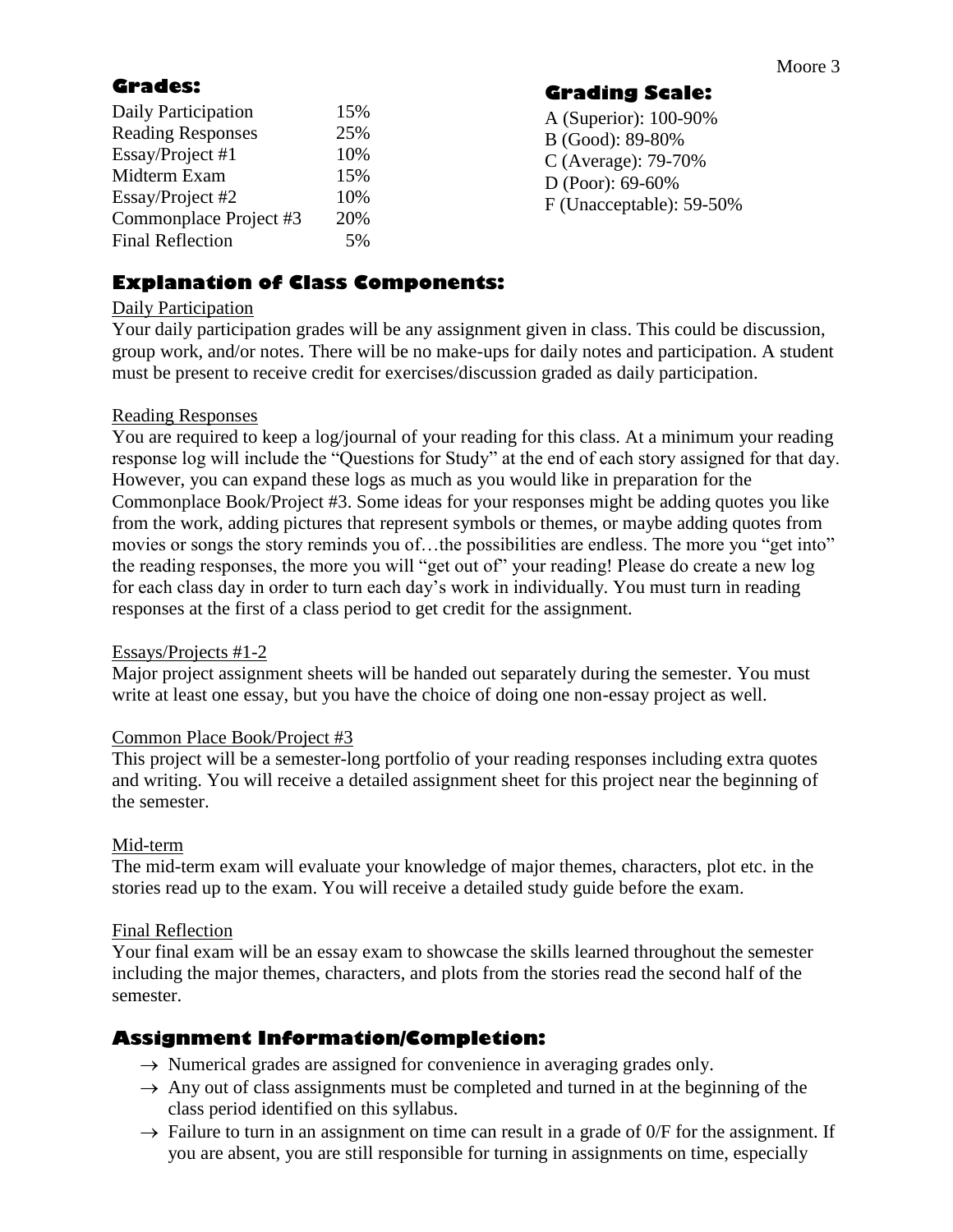## Grades:

| | |
|---|---|
| Daily Participation | 15% |
| Reading Responses | 25% |
| Essay/Project #1 | 10% |
| Midterm Exam | 15% |
| Essay/Project #2 | 10% |
| Commonplace Project #3 | 20% |
| Final Reflection | 5% |

## Grading Scale:

A (Superior): 100-90%
B (Good): 89-80%
C (Average): 79-70%
D (Poor): 69-60%
F (Unacceptable): 59-50%

## Explanation of Class Components:

<u>Daily Participation</u>

Your daily participation grades will be any assignment given in class. This could be discussion, group work, and/or notes. There will be no make-ups for daily notes and participation. A student must be present to receive credit for exercises/discussion graded as daily participation.

<u>Reading Responses</u>

You are required to keep a log/journal of your reading for this class. At a minimum your reading response log will include the "Questions for Study" at the end of each story assigned for that day. However, you can expand these logs as much as you would like in preparation for the Commonplace Book/Project #3. Some ideas for your responses might be adding quotes you like from the work, adding pictures that represent symbols or themes, or maybe adding quotes from movies or songs the story reminds you of…the possibilities are endless. The more you "get into" the reading responses, the more you will "get out of" your reading! Please do create a new log for each class day in order to turn each day's work in individually. You must turn in reading responses at the first of a class period to get credit for the assignment.

<u>Essays/Projects #1-2</u>

Major project assignment sheets will be handed out separately during the semester. You must write at least one essay, but you have the choice of doing one non-essay project as well.

<u>Common Place Book/Project #3</u>

This project will be a semester-long portfolio of your reading responses including extra quotes and writing. You will receive a detailed assignment sheet for this project near the beginning of the semester.

<u>Mid-term</u>

The mid-term exam will evaluate your knowledge of major themes, characters, plot etc. in the stories read up to the exam. You will receive a detailed study guide before the exam.

<u>Final Reflection</u>

Your final exam will be an essay exam to showcase the skills learned throughout the semester including the major themes, characters, and plots from the stories read the second half of the semester.

## Assignment Information/Completion:

- → Numerical grades are assigned for convenience in averaging grades only.
- → Any out of class assignments must be completed and turned in at the beginning of the class period identified on this syllabus.
- → Failure to turn in an assignment on time can result in a grade of 0/F for the assignment. If you are absent, you are still responsible for turning in assignments on time, especially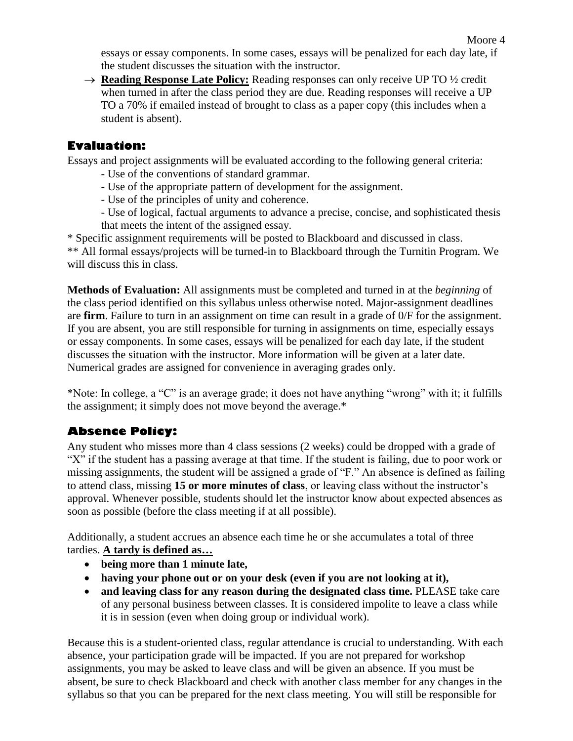essays or essay components. In some cases, essays will be penalized for each day late, if the student discusses the situation with the instructor.

→ **Reading Response Late Policy:** Reading responses can only receive UP TO ½ credit when turned in after the class period they are due. Reading responses will receive a UP TO a 70% if emailed instead of brought to class as a paper copy (this includes when a student is absent).

## Evaluation:

Essays and project assignments will be evaluated according to the following general criteria:

- Use of the conventions of standard grammar.
- Use of the appropriate pattern of development for the assignment.
- Use of the principles of unity and coherence.
- Use of logical, factual arguments to advance a precise, concise, and sophisticated thesis that meets the intent of the assigned essay.

* Specific assignment requirements will be posted to Blackboard and discussed in class.
** All formal essays/projects will be turned-in to Blackboard through the Turnitin Program. We will discuss this in class.

**Methods of Evaluation:** All assignments must be completed and turned in at the *beginning* of the class period identified on this syllabus unless otherwise noted. Major-assignment deadlines are **firm**. Failure to turn in an assignment on time can result in a grade of 0/F for the assignment. If you are absent, you are still responsible for turning in assignments on time, especially essays or essay components. In some cases, essays will be penalized for each day late, if the student discusses the situation with the instructor. More information will be given at a later date. Numerical grades are assigned for convenience in averaging grades only.

*Note: In college, a "C" is an average grade; it does not have anything "wrong" with it; it fulfills the assignment; it simply does not move beyond the average.*

## Absence Policy:

Any student who misses more than 4 class sessions (2 weeks) could be dropped with a grade of "X" if the student has a passing average at that time. If the student is failing, due to poor work or missing assignments, the student will be assigned a grade of "F." An absence is defined as failing to attend class, missing **15 or more minutes of class**, or leaving class without the instructor's approval. Whenever possible, students should let the instructor know about expected absences as soon as possible (before the class meeting if at all possible).

Additionally, a student accrues an absence each time he or she accumulates a total of three tardies. **A tardy is defined as…**

- **being more than 1 minute late,**
- **having your phone out or on your desk (even if you are not looking at it),**
- **and leaving class for any reason during the designated class time.** PLEASE take care of any personal business between classes. It is considered impolite to leave a class while it is in session (even when doing group or individual work).

Because this is a student-oriented class, regular attendance is crucial to understanding. With each absence, your participation grade will be impacted. If you are not prepared for workshop assignments, you may be asked to leave class and will be given an absence. If you must be absent, be sure to check Blackboard and check with another class member for any changes in the syllabus so that you can be prepared for the next class meeting. You will still be responsible for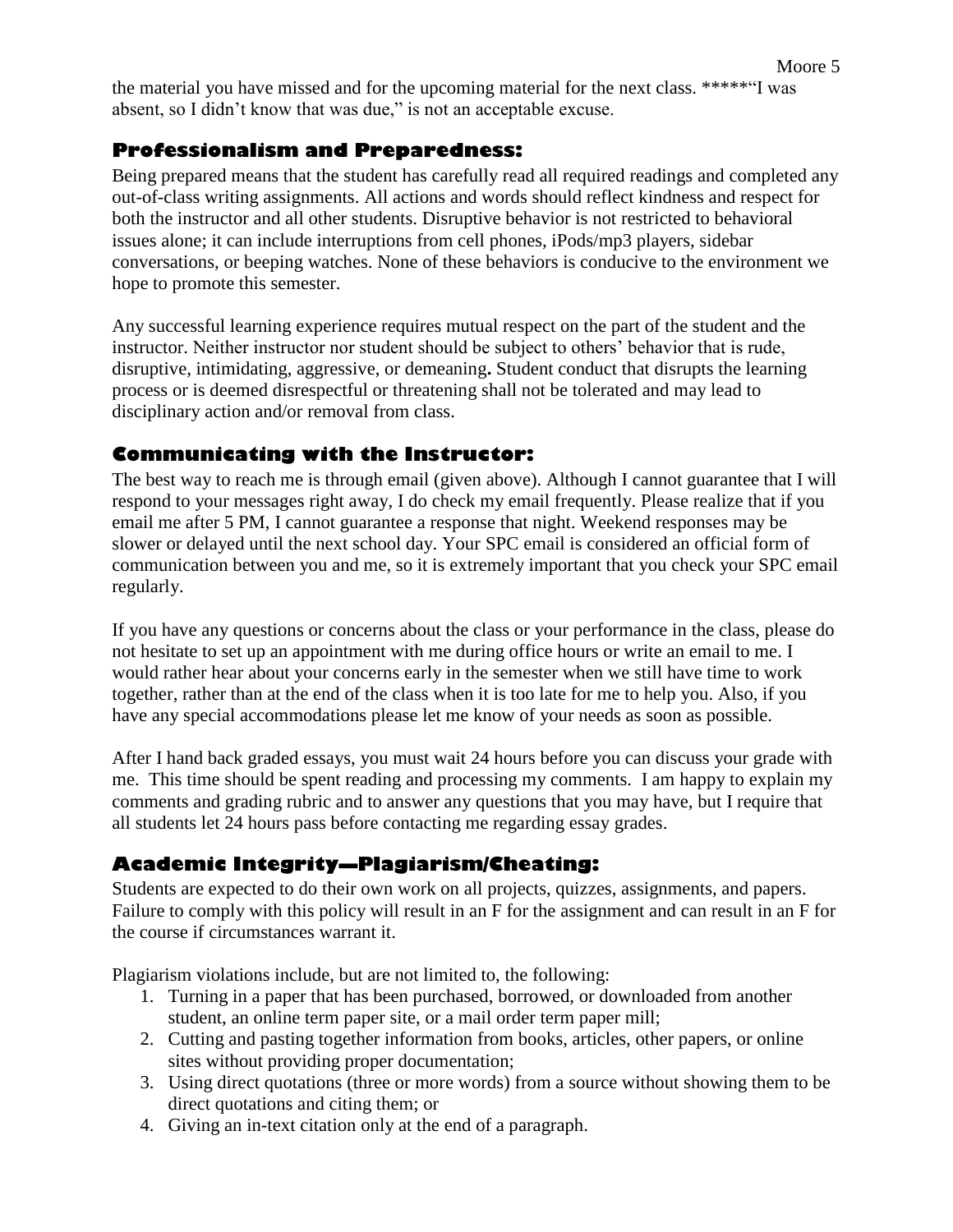the material you have missed and for the upcoming material for the next class. *****"I was absent, so I didn't know that was due," is not an acceptable excuse.

### Professionalism and Preparedness:

Being prepared means that the student has carefully read all required readings and completed any out-of-class writing assignments. All actions and words should reflect kindness and respect for both the instructor and all other students. Disruptive behavior is not restricted to behavioral issues alone; it can include interruptions from cell phones, iPods/mp3 players, sidebar conversations, or beeping watches. None of these behaviors is conducive to the environment we hope to promote this semester.

Any successful learning experience requires mutual respect on the part of the student and the instructor. Neither instructor nor student should be subject to others' behavior that is rude, disruptive, intimidating, aggressive, or demeaning**.** Student conduct that disrupts the learning process or is deemed disrespectful or threatening shall not be tolerated and may lead to disciplinary action and/or removal from class.

### Communicating with the Instructor:

The best way to reach me is through email (given above). Although I cannot guarantee that I will respond to your messages right away, I do check my email frequently. Please realize that if you email me after 5 PM, I cannot guarantee a response that night. Weekend responses may be slower or delayed until the next school day. Your SPC email is considered an official form of communication between you and me, so it is extremely important that you check your SPC email regularly.

If you have any questions or concerns about the class or your performance in the class, please do not hesitate to set up an appointment with me during office hours or write an email to me. I would rather hear about your concerns early in the semester when we still have time to work together, rather than at the end of the class when it is too late for me to help you. Also, if you have any special accommodations please let me know of your needs as soon as possible.

After I hand back graded essays, you must wait 24 hours before you can discuss your grade with me. This time should be spent reading and processing my comments. I am happy to explain my comments and grading rubric and to answer any questions that you may have, but I require that all students let 24 hours pass before contacting me regarding essay grades.

### Academic Integrity—Plagiarism/Cheating:

Students are expected to do their own work on all projects, quizzes, assignments, and papers. Failure to comply with this policy will result in an F for the assignment and can result in an F for the course if circumstances warrant it.

Plagiarism violations include, but are not limited to, the following:

1. Turning in a paper that has been purchased, borrowed, or downloaded from another student, an online term paper site, or a mail order term paper mill;
2. Cutting and pasting together information from books, articles, other papers, or online sites without providing proper documentation;
3. Using direct quotations (three or more words) from a source without showing them to be direct quotations and citing them; or
4. Giving an in-text citation only at the end of a paragraph.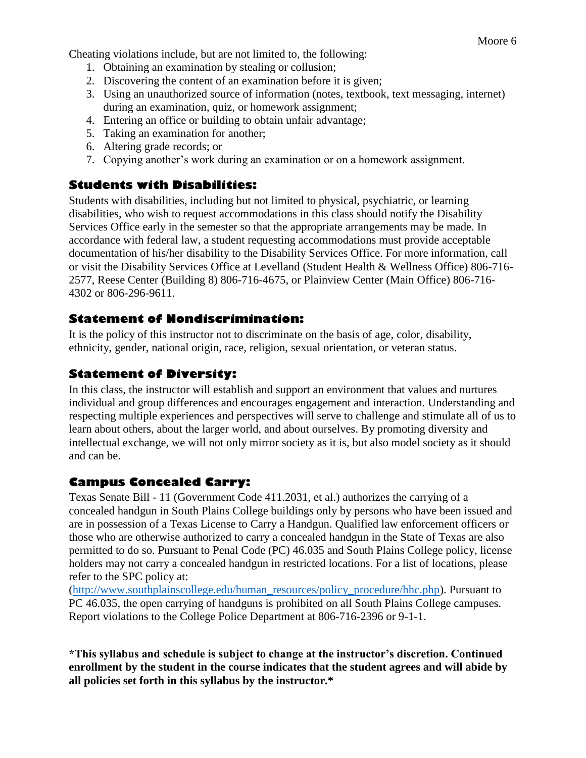Cheating violations include, but are not limited to, the following:

1. Obtaining an examination by stealing or collusion;
2. Discovering the content of an examination before it is given;
3. Using an unauthorized source of information (notes, textbook, text messaging, internet) during an examination, quiz, or homework assignment;
4. Entering an office or building to obtain unfair advantage;
5. Taking an examination for another;
6. Altering grade records; or
7. Copying another's work during an examination or on a homework assignment.

## Students with Disabilities:

Students with disabilities, including but not limited to physical, psychiatric, or learning disabilities, who wish to request accommodations in this class should notify the Disability Services Office early in the semester so that the appropriate arrangements may be made. In accordance with federal law, a student requesting accommodations must provide acceptable documentation of his/her disability to the Disability Services Office. For more information, call or visit the Disability Services Office at Levelland (Student Health & Wellness Office) 806-716-2577, Reese Center (Building 8) 806-716-4675, or Plainview Center (Main Office) 806-716-4302 or 806-296-9611.

## Statement of Nondiscrimination:

It is the policy of this instructor not to discriminate on the basis of age, color, disability, ethnicity, gender, national origin, race, religion, sexual orientation, or veteran status.

## Statement of Diversity:

In this class, the instructor will establish and support an environment that values and nurtures individual and group differences and encourages engagement and interaction. Understanding and respecting multiple experiences and perspectives will serve to challenge and stimulate all of us to learn about others, about the larger world, and about ourselves. By promoting diversity and intellectual exchange, we will not only mirror society as it is, but also model society as it should and can be.

## Campus Concealed Carry:

Texas Senate Bill - 11 (Government Code 411.2031, et al.) authorizes the carrying of a concealed handgun in South Plains College buildings only by persons who have been issued and are in possession of a Texas License to Carry a Handgun. Qualified law enforcement officers or those who are otherwise authorized to carry a concealed handgun in the State of Texas are also permitted to do so. Pursuant to Penal Code (PC) 46.035 and South Plains College policy, license holders may not carry a concealed handgun in restricted locations. For a list of locations, please refer to the SPC policy at: (http://www.southplainscollege.edu/human_resources/policy_procedure/hhc.php). Pursuant to PC 46.035, the open carrying of handguns is prohibited on all South Plains College campuses. Report violations to the College Police Department at 806-716-2396 or 9-1-1.

**\*This syllabus and schedule is subject to change at the instructor's discretion. Continued enrollment by the student in the course indicates that the student agrees and will abide by all policies set forth in this syllabus by the instructor.\***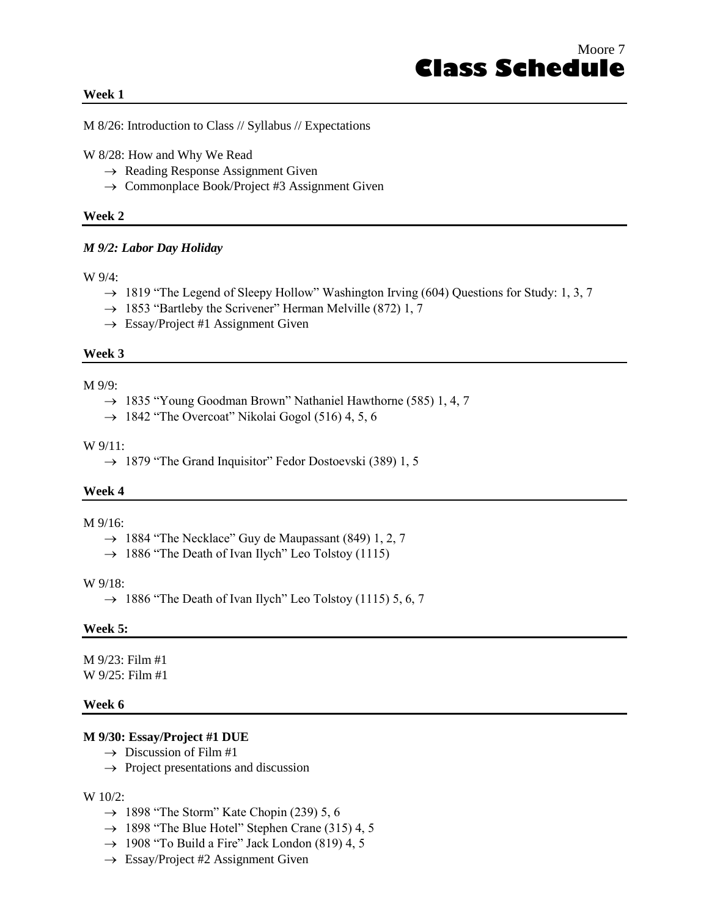# Class Schedule

### Week 1

M 8/26: Introduction to Class // Syllabus // Expectations

W 8/28: How and Why We Read
- → Reading Response Assignment Given
- → Commonplace Book/Project #3 Assignment Given

### Week 2

***M 9/2: Labor Day Holiday***

W 9/4:
- → 1819 "The Legend of Sleepy Hollow" Washington Irving (604) Questions for Study: 1, 3, 7
- → 1853 "Bartleby the Scrivener" Herman Melville (872) 1, 7
- → Essay/Project #1 Assignment Given

### Week 3

M 9/9:
- → 1835 "Young Goodman Brown" Nathaniel Hawthorne (585) 1, 4, 7
- → 1842 "The Overcoat" Nikolai Gogol (516) 4, 5, 6

W 9/11:
- → 1879 "The Grand Inquisitor" Fedor Dostoevski (389) 1, 5

### Week 4

M 9/16:
- → 1884 "The Necklace" Guy de Maupassant (849) 1, 2, 7
- → 1886 "The Death of Ivan Ilych" Leo Tolstoy (1115)

W 9/18:
- → 1886 "The Death of Ivan Ilych" Leo Tolstoy (1115) 5, 6, 7

### Week 5:

M 9/23: Film #1
W 9/25: Film #1

### Week 6

**M 9/30: Essay/Project #1 DUE**
- → Discussion of Film #1
- → Project presentations and discussion

W 10/2:
- → 1898 "The Storm" Kate Chopin (239) 5, 6
- → 1898 "The Blue Hotel" Stephen Crane (315) 4, 5
- → 1908 "To Build a Fire" Jack London (819) 4, 5
- → Essay/Project #2 Assignment Given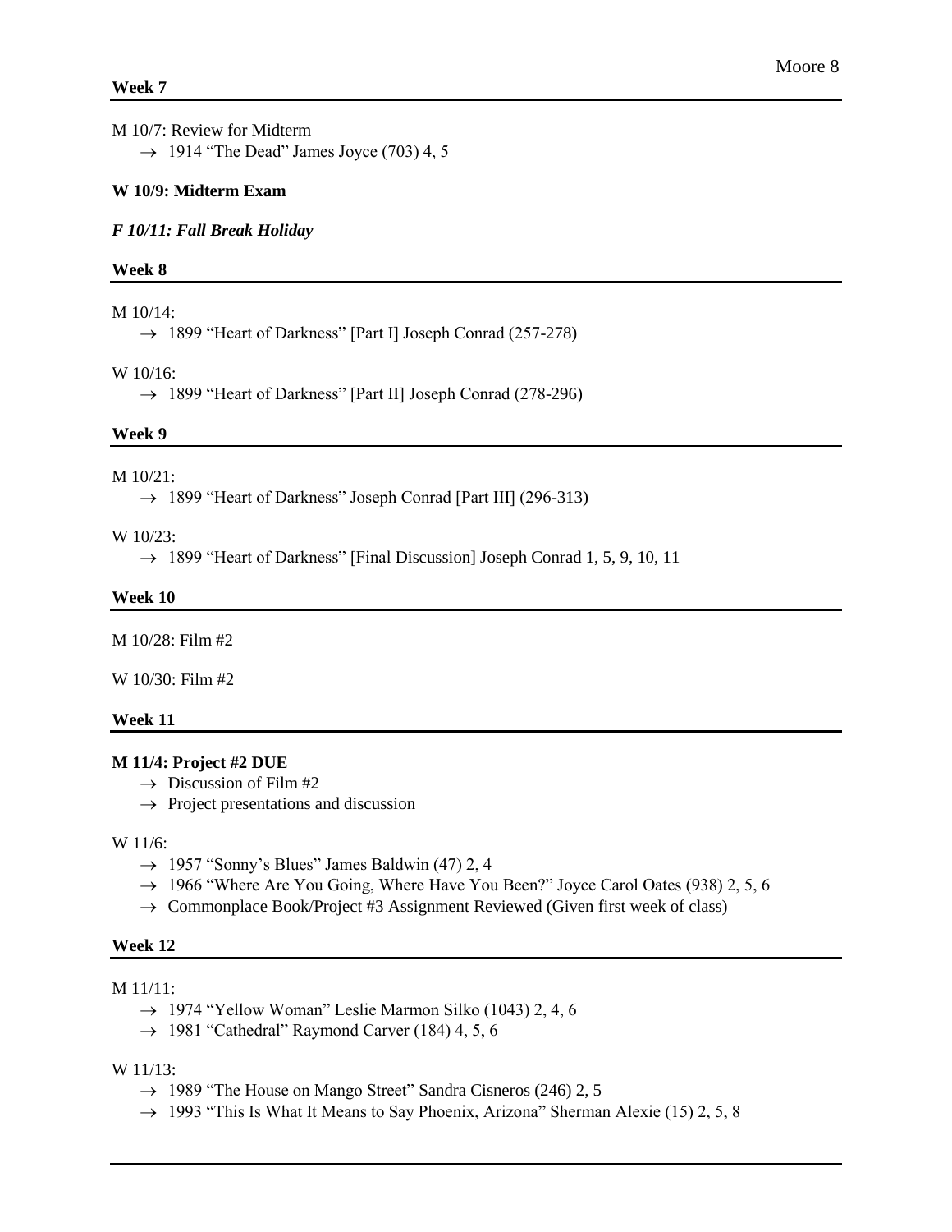### Week 7

M 10/7: Review for Midterm

- → 1914 "The Dead" James Joyce (703) 4, 5

**W 10/9: Midterm Exam**

***F 10/11: Fall Break Holiday***

### Week 8

M 10/14:

- → 1899 "Heart of Darkness" [Part I] Joseph Conrad (257-278)

W 10/16:

- → 1899 "Heart of Darkness" [Part II] Joseph Conrad (278-296)

### Week 9

M 10/21:

- → 1899 "Heart of Darkness" Joseph Conrad [Part III] (296-313)

W 10/23:

- → 1899 "Heart of Darkness" [Final Discussion] Joseph Conrad 1, 5, 9, 10, 11

### Week 10

M 10/28: Film #2

W 10/30: Film #2

### Week 11

**M 11/4: Project #2 DUE**

- → Discussion of Film #2
- → Project presentations and discussion

W 11/6:

- → 1957 "Sonny's Blues" James Baldwin (47) 2, 4
- → 1966 "Where Are You Going, Where Have You Been?" Joyce Carol Oates (938) 2, 5, 6
- → Commonplace Book/Project #3 Assignment Reviewed (Given first week of class)

### Week 12

M 11/11:

- → 1974 "Yellow Woman" Leslie Marmon Silko (1043) 2, 4, 6
- → 1981 "Cathedral" Raymond Carver (184) 4, 5, 6

W 11/13:

- → 1989 "The House on Mango Street" Sandra Cisneros (246) 2, 5
- → 1993 "This Is What It Means to Say Phoenix, Arizona" Sherman Alexie (15) 2, 5, 8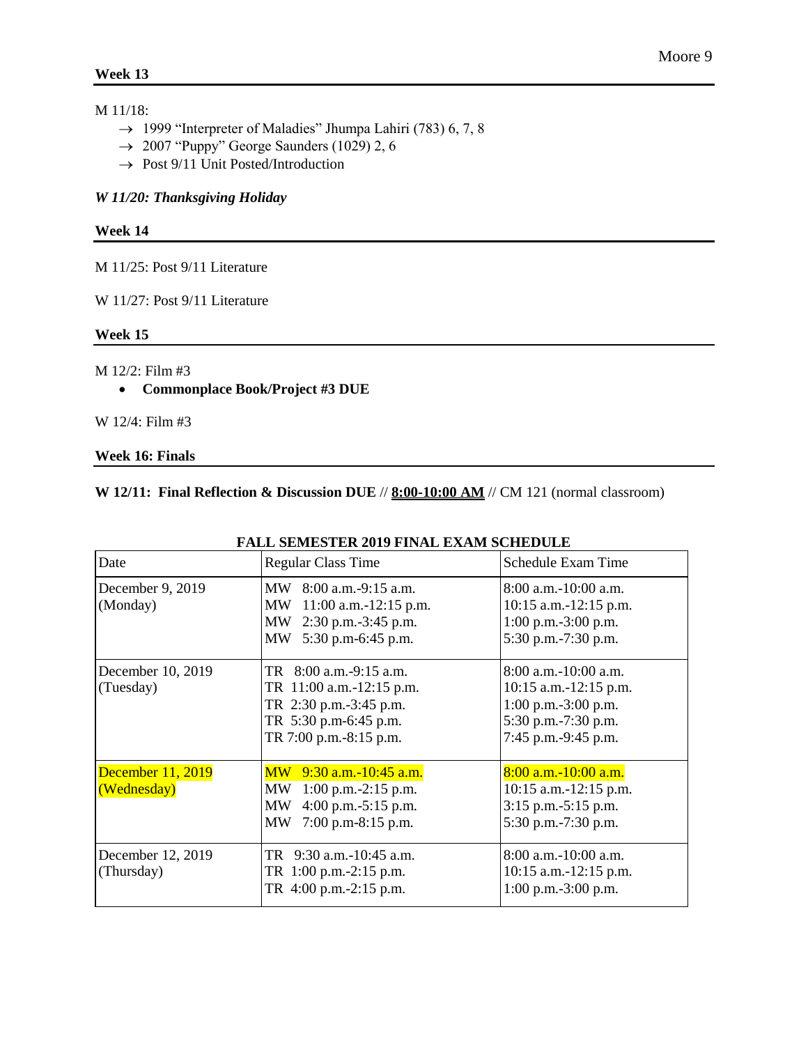**Week 13**

M 11/18:

→ 1999 "Interpreter of Maladies" Jhumpa Lahiri (783) 6, 7, 8
→ 2007 "Puppy" George Saunders (1029) 2, 6
→ Post 9/11 Unit Posted/Introduction

***W 11/20: Thanksgiving Holiday***

**Week 14**

M 11/25: Post 9/11 Literature

W 11/27: Post 9/11 Literature

**Week 15**

M 12/2: Film #3

- **Commonplace Book/Project #3 DUE**

W 12/4: Film #3

**Week 16: Finals**

**W 12/11: Final Reflection & Discussion DUE** // **8:00-10:00 AM** // CM 121 (normal classroom)

**FALL SEMESTER 2019 FINAL EXAM SCHEDULE**

| Date | Regular Class Time | Schedule Exam Time |
|---|---|---|
| December 9, 2019 (Monday) | MW 8:00 a.m.-9:15 a.m.<br>MW 11:00 a.m.-12:15 p.m.<br>MW 2:30 p.m.-3:45 p.m.<br>MW 5:30 p.m-6:45 p.m. | 8:00 a.m.-10:00 a.m.<br>10:15 a.m.-12:15 p.m.<br>1:00 p.m.-3:00 p.m.<br>5:30 p.m.-7:30 p.m. |
| December 10, 2019 (Tuesday) | TR 8:00 a.m.-9:15 a.m.<br>TR 11:00 a.m.-12:15 p.m.<br>TR 2:30 p.m.-3:45 p.m.<br>TR 5:30 p.m-6:45 p.m.<br>TR 7:00 p.m.-8:15 p.m. | 8:00 a.m.-10:00 a.m.<br>10:15 a.m.-12:15 p.m.<br>1:00 p.m.-3:00 p.m.<br>5:30 p.m.-7:30 p.m.<br>7:45 p.m.-9:45 p.m. |
| December 11, 2019 (Wednesday) | MW 9:30 a.m.-10:45 a.m.<br>MW 1:00 p.m.-2:15 p.m.<br>MW 4:00 p.m.-5:15 p.m.<br>MW 7:00 p.m-8:15 p.m. | 8:00 a.m.-10:00 a.m.<br>10:15 a.m.-12:15 p.m.<br>3:15 p.m.-5:15 p.m.<br>5:30 p.m.-7:30 p.m. |
| December 12, 2019 (Thursday) | TR 9:30 a.m.-10:45 a.m.<br>TR 1:00 p.m.-2:15 p.m.<br>TR 4:00 p.m.-2:15 p.m. | 8:00 a.m.-10:00 a.m.<br>10:15 a.m.-12:15 p.m.<br>1:00 p.m.-3:00 p.m. |